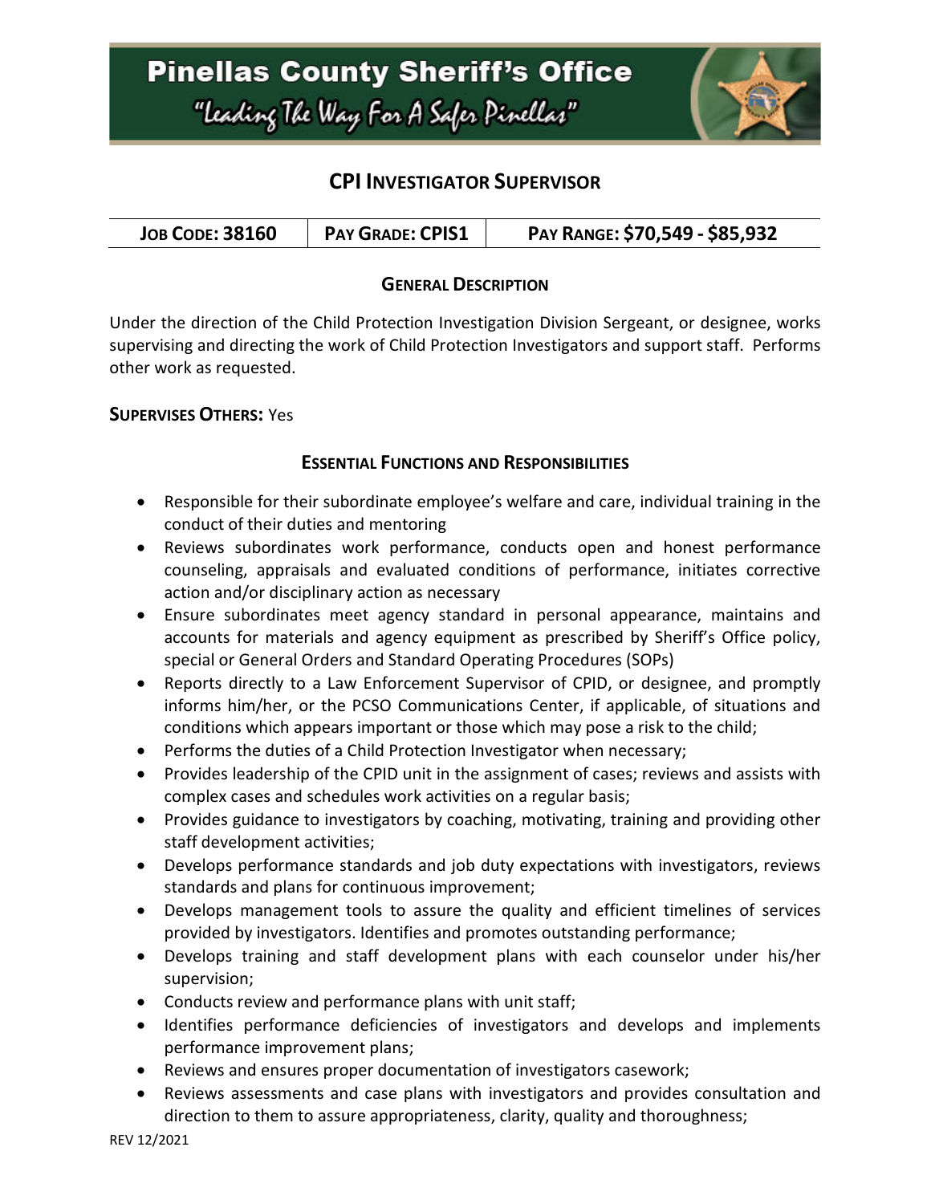# Pinellas County Sheriff's Office

*"Leading The Way For A Safer Pinellas"*

## CPI Investigator Supervisor

| **Job Code: 38160** | **Pay Grade: CPIS1** | **Pay Range: $70,549 - $85,932** |
|---|---|---|

### General Description

Under the direction of the Child Protection Investigation Division Sergeant, or designee, works supervising and directing the work of Child Protection Investigators and support staff. Performs other work as requested.

**Supervises Others:** Yes

### Essential Functions and Responsibilities

- Responsible for their subordinate employee's welfare and care, individual training in the conduct of their duties and mentoring
- Reviews subordinates work performance, conducts open and honest performance counseling, appraisals and evaluated conditions of performance, initiates corrective action and/or disciplinary action as necessary
- Ensure subordinates meet agency standard in personal appearance, maintains and accounts for materials and agency equipment as prescribed by Sheriff's Office policy, special or General Orders and Standard Operating Procedures (SOPs)
- Reports directly to a Law Enforcement Supervisor of CPID, or designee, and promptly informs him/her, or the PCSO Communications Center, if applicable, of situations and conditions which appears important or those which may pose a risk to the child;
- Performs the duties of a Child Protection Investigator when necessary;
- Provides leadership of the CPID unit in the assignment of cases; reviews and assists with complex cases and schedules work activities on a regular basis;
- Provides guidance to investigators by coaching, motivating, training and providing other staff development activities;
- Develops performance standards and job duty expectations with investigators, reviews standards and plans for continuous improvement;
- Develops management tools to assure the quality and efficient timelines of services provided by investigators. Identifies and promotes outstanding performance;
- Develops training and staff development plans with each counselor under his/her supervision;
- Conducts review and performance plans with unit staff;
- Identifies performance deficiencies of investigators and develops and implements performance improvement plans;
- Reviews and ensures proper documentation of investigators casework;
- Reviews assessments and case plans with investigators and provides consultation and direction to them to assure appropriateness, clarity, quality and thoroughness;

REV 12/2021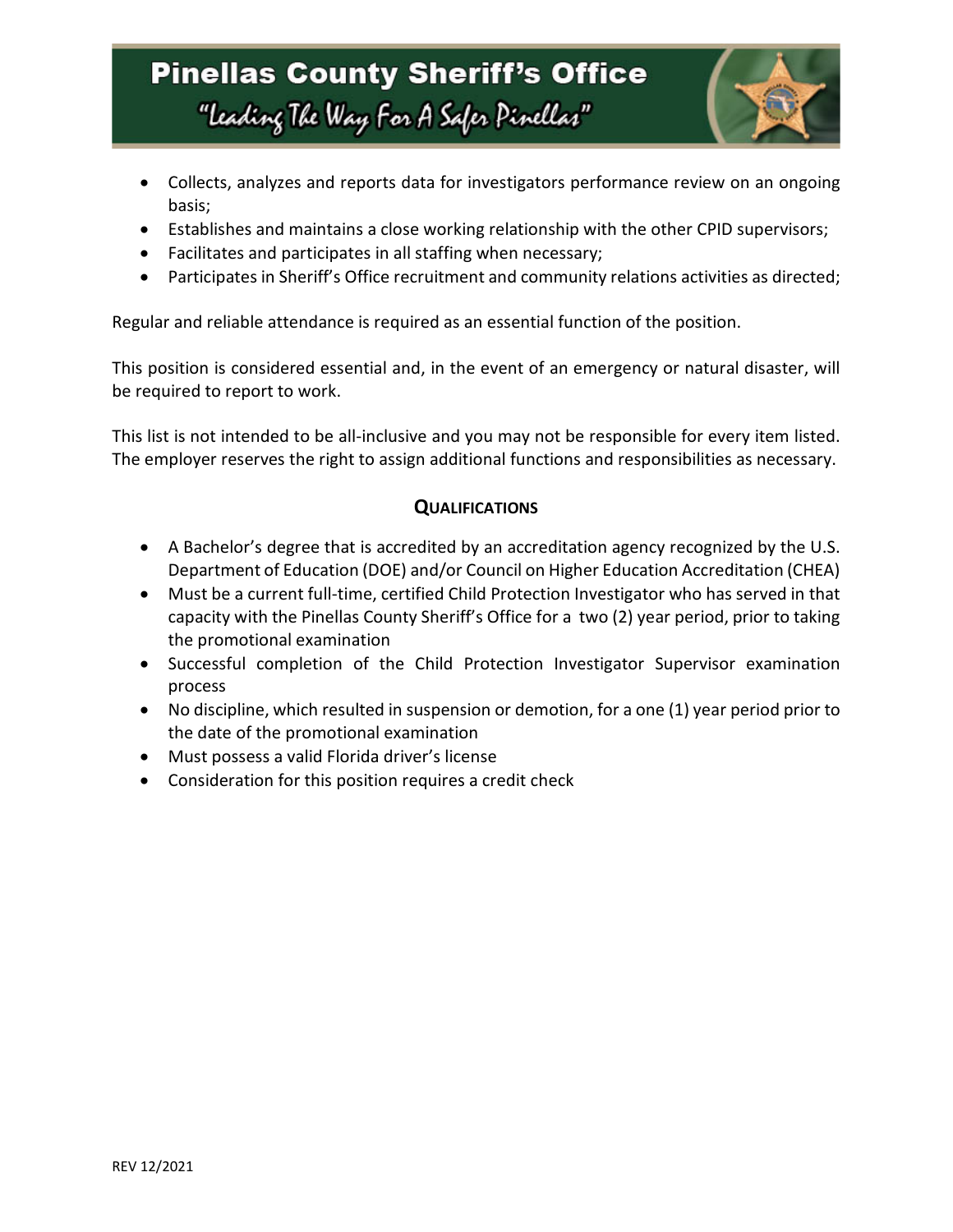- Collects, analyzes and reports data for investigators performance review on an ongoing basis;
- Establishes and maintains a close working relationship with the other CPID supervisors;
- Facilitates and participates in all staffing when necessary;
- Participates in Sheriff's Office recruitment and community relations activities as directed;

Regular and reliable attendance is required as an essential function of the position.

This position is considered essential and, in the event of an emergency or natural disaster, will be required to report to work.

This list is not intended to be all-inclusive and you may not be responsible for every item listed. The employer reserves the right to assign additional functions and responsibilities as necessary.

## QUALIFICATIONS

- A Bachelor's degree that is accredited by an accreditation agency recognized by the U.S. Department of Education (DOE) and/or Council on Higher Education Accreditation (CHEA)
- Must be a current full-time, certified Child Protection Investigator who has served in that capacity with the Pinellas County Sheriff's Office for a two (2) year period, prior to taking the promotional examination
- Successful completion of the Child Protection Investigator Supervisor examination process
- No discipline, which resulted in suspension or demotion, for a one (1) year period prior to the date of the promotional examination
- Must possess a valid Florida driver's license
- Consideration for this position requires a credit check

REV 12/2021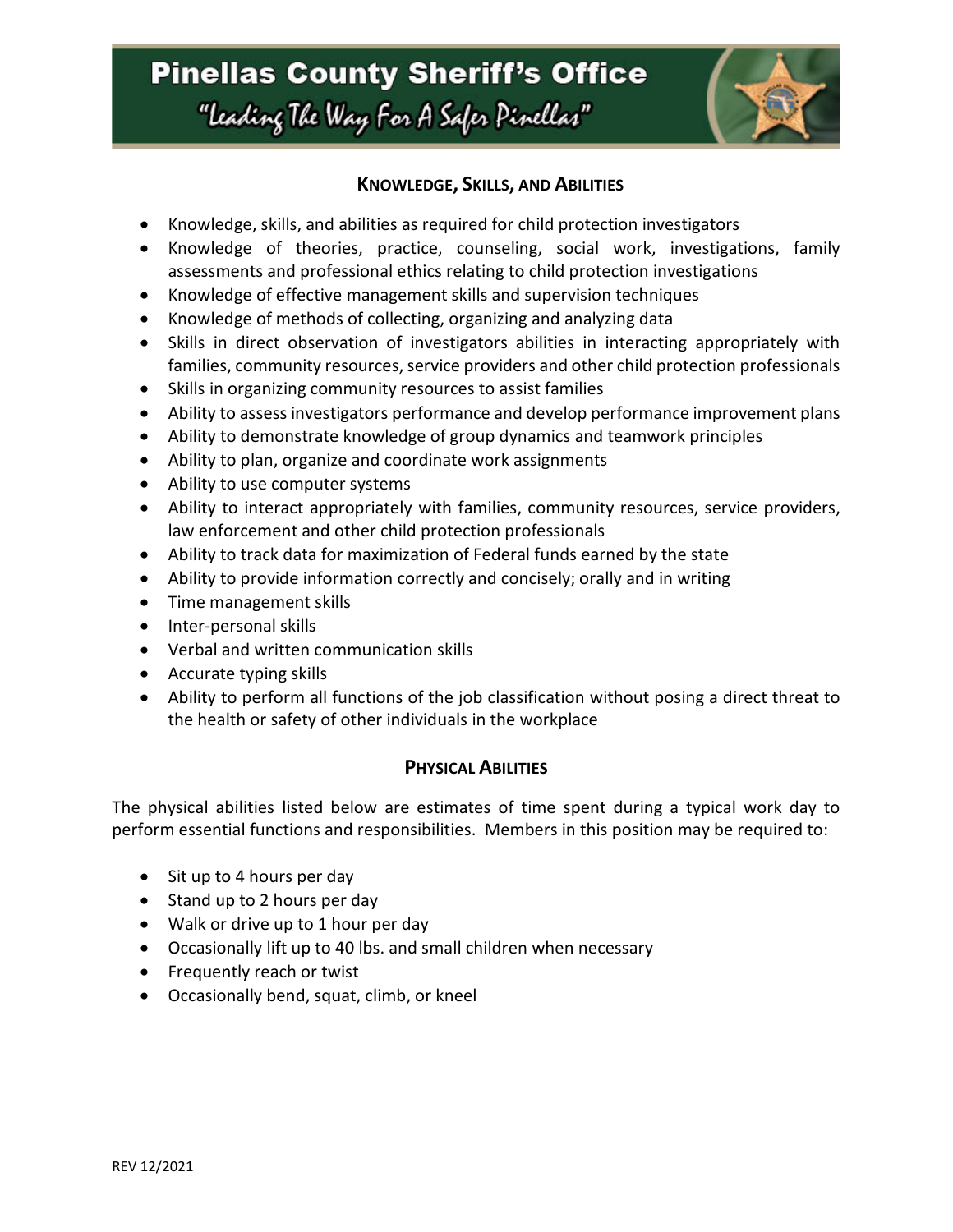## Knowledge, Skills, and Abilities

- Knowledge, skills, and abilities as required for child protection investigators
- Knowledge of theories, practice, counseling, social work, investigations, family assessments and professional ethics relating to child protection investigations
- Knowledge of effective management skills and supervision techniques
- Knowledge of methods of collecting, organizing and analyzing data
- Skills in direct observation of investigators abilities in interacting appropriately with families, community resources, service providers and other child protection professionals
- Skills in organizing community resources to assist families
- Ability to assess investigators performance and develop performance improvement plans
- Ability to demonstrate knowledge of group dynamics and teamwork principles
- Ability to plan, organize and coordinate work assignments
- Ability to use computer systems
- Ability to interact appropriately with families, community resources, service providers, law enforcement and other child protection professionals
- Ability to track data for maximization of Federal funds earned by the state
- Ability to provide information correctly and concisely; orally and in writing
- Time management skills
- Inter-personal skills
- Verbal and written communication skills
- Accurate typing skills
- Ability to perform all functions of the job classification without posing a direct threat to the health or safety of other individuals in the workplace

## Physical Abilities

The physical abilities listed below are estimates of time spent during a typical work day to perform essential functions and responsibilities. Members in this position may be required to:

- Sit up to 4 hours per day
- Stand up to 2 hours per day
- Walk or drive up to 1 hour per day
- Occasionally lift up to 40 lbs. and small children when necessary
- Frequently reach or twist
- Occasionally bend, squat, climb, or kneel

REV 12/2021